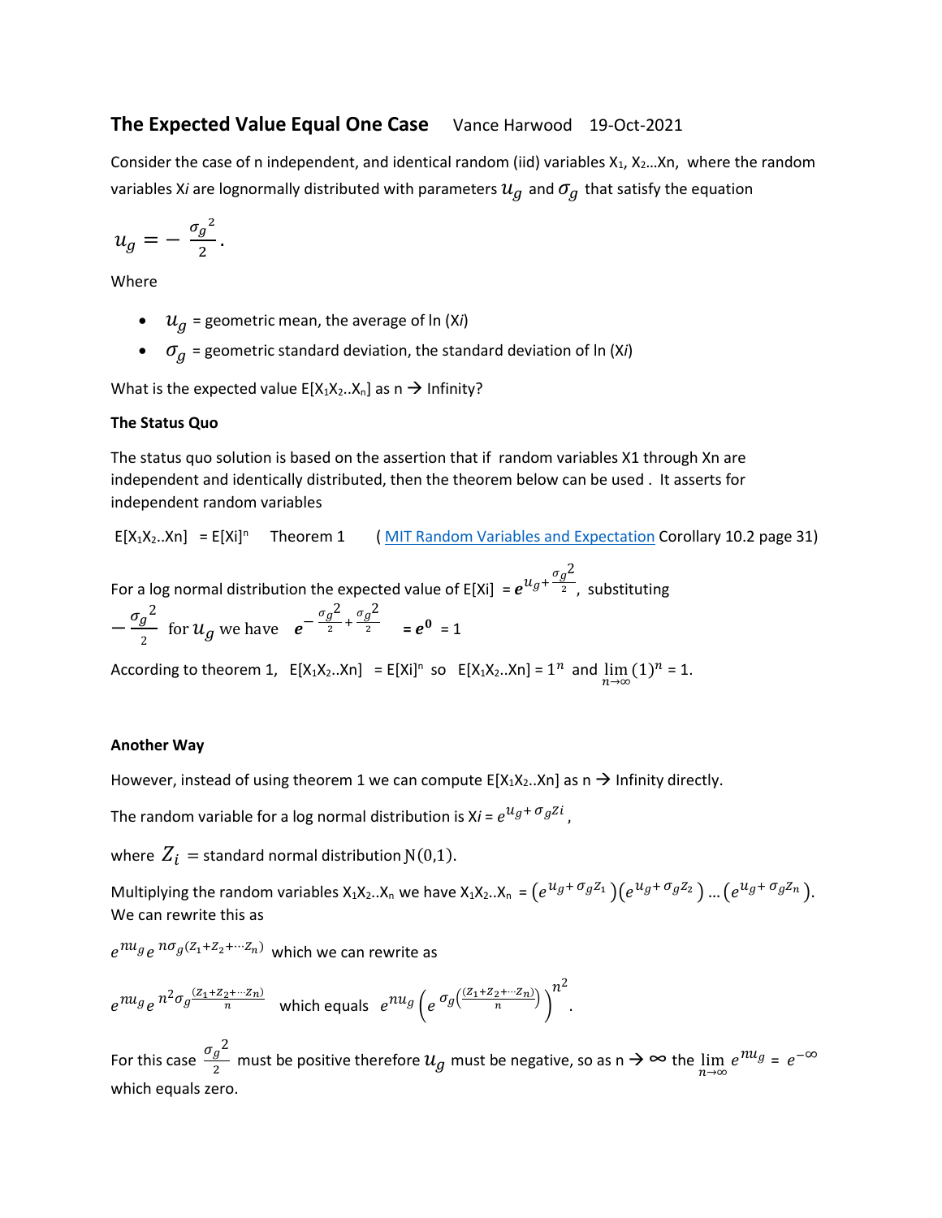# The Expected Value Equal One Case

Vance Harwood 19-Oct-2021

Consider the case of n independent, and identical random (iid) variables $X_1$, $X_2$…$X_n$, where the random variables X*i* are lognormally distributed with parameters $u_g$ and $\sigma_g$ that satisfy the equation

$$u_g = -\frac{{\sigma_g}^2}{2}.$$

Where

- $u_g$ = geometric mean, the average of ln (X*i*)
- $\sigma_g$ = geometric standard deviation, the standard deviation of ln (X*i*)

What is the expected value $E[X_1X_2..X_n]$ as n → Infinity?

### The Status Quo

The status quo solution is based on the assertion that if random variables X1 through Xn are independent and identically distributed, then the theorem below can be used . It asserts for independent random variables

$E[X_1X_2..Xn] = E[Xi]^n$ Theorem 1 ( MIT Random Variables and Expectation Corollary 10.2 page 31)

For a log normal distribution the expected value of E[Xi] = $e^{u_g + \frac{\sigma_g^2}{2}}$, substituting $-\frac{\sigma_g^2}{2}$ for $u_g$ we have $e^{-\frac{\sigma_g^2}{2} + \frac{\sigma_g^2}{2}}$ = $e^0$ = 1

According to theorem 1, $E[X_1X_2..Xn] = E[Xi]^n$ so $E[X_1X_2..Xn] = 1^n$ and $\lim_{n\to\infty}(1)^n = 1$.

### Another Way

However, instead of using theorem 1 we can compute $E[X_1X_2..Xn]$ as n → Infinity directly.

The random variable for a log normal distribution is X*i* = $e^{u_g + \sigma_g Zi}$,

where $Z_i$ = standard normal distribution N(0,1).

Multiplying the random variables $X_1X_2..X_n$ we have $X_1X_2..X_n = \left(e^{u_g + \sigma_g Z_1}\right)\left(e^{u_g + \sigma_g Z_2}\right) \ldots \left(e^{u_g + \sigma_g Z_n}\right)$. We can rewrite this as

$e^{nu_g} e^{\,n\sigma_g(Z_1+Z_2+\cdots Z_n)}$ which we can rewrite as

$e^{nu_g} e^{\,n^2\sigma_g \frac{(Z_1+Z_2+\cdots Z_n)}{n}}$ which equals $e^{nu_g}\left(e^{\,\sigma_g\left(\frac{(Z_1+Z_2+\cdots Z_n)}{n}\right)}\right)^{n^2}$.

For this case $\frac{\sigma_g^2}{2}$ must be positive therefore $u_g$ must be negative, so as n → ∞ the $\lim_{n\to\infty} e^{nu_g} = e^{-\infty}$ which equals zero.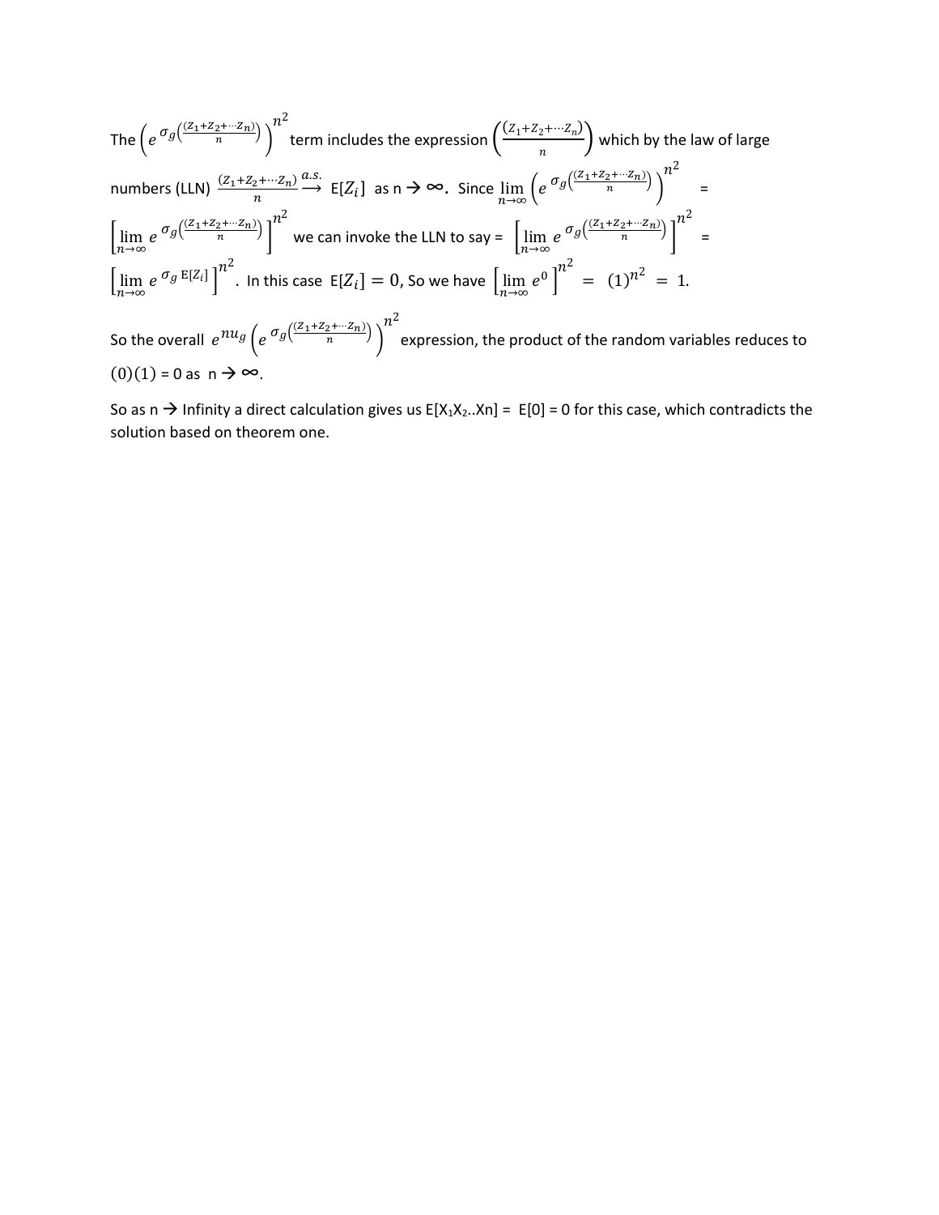The $\left(e^{\sigma_g\left(\frac{(Z_1+Z_2+\cdots Z_n)}{n}\right)}\right)^{n^2}$ term includes the expression $\left(\frac{(Z_1+Z_2+\cdots Z_n)}{n}\right)$ which by the law of large numbers (LLN) $\frac{(Z_1+Z_2+\cdots Z_n)}{n} \overset{a.s.}{\longrightarrow}$ E$[Z_i]$ as n → ∞. Since $\lim_{n\to\infty}\left(e^{\sigma_g\left(\frac{(Z_1+Z_2+\cdots Z_n)}{n}\right)}\right)^{n^2}$ = $\left[\lim_{n\to\infty} e^{\sigma_g\left(\frac{(Z_1+Z_2+\cdots Z_n)}{n}\right)}\right]^{n^2}$ we can invoke the LLN to say = $\left[\lim_{n\to\infty} e^{\sigma_g\left(\frac{(Z_1+Z_2+\cdots Z_n)}{n}\right)}\right]^{n^2}$ = $\left[\lim_{n\to\infty} e^{\sigma_g \,\mathrm{E}[Z_i]}\right]^{n^2}$. In this case E$[Z_i] = 0$, So we have $\left[\lim_{n\to\infty} e^{0}\right]^{n^2}$ $= (1)^{n^2} = 1.$

So the overall $e^{nu_g}\left(e^{\sigma_g\left(\frac{(Z_1+Z_2+\cdots Z_n)}{n}\right)}\right)^{n^2}$ expression, the product of the random variables reduces to $(0)(1)$ = 0 as n → ∞.

So as n → Infinity a direct calculation gives us E[$X_1X_2$..Xn] = E[0] = 0 for this case, which contradicts the solution based on theorem one.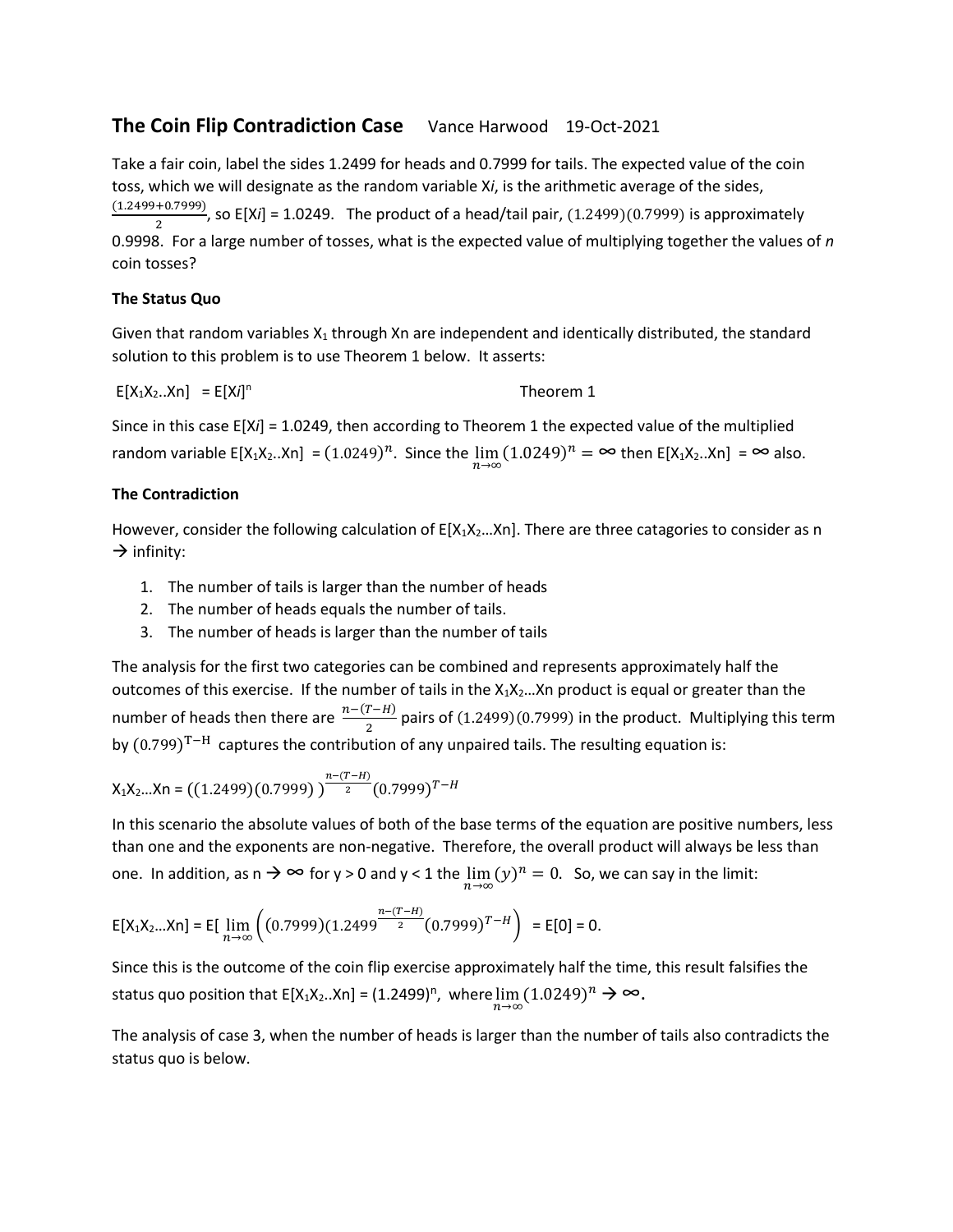## The Coin Flip Contradiction Case Vance Harwood 19-Oct-2021

Take a fair coin, label the sides 1.2499 for heads and 0.7999 for tails. The expected value of the coin toss, which we will designate as the random variable X*i*, is the arithmetic average of the sides, $\frac{(1.2499+0.7999)}{2}$, so E[X*i*] = 1.0249. The product of a head/tail pair, $(1.2499)(0.7999)$ is approximately 0.9998. For a large number of tosses, what is the expected value of multiplying together the values of *n* coin tosses?

**The Status Quo**

Given that random variables $X_1$ through Xn are independent and identically distributed, the standard solution to this problem is to use Theorem 1 below. It asserts:

$E[X_1X_2..Xn] = E[Xi]^n$ Theorem 1

Since in this case E[X*i*] = 1.0249, then according to Theorem 1 the expected value of the multiplied random variable $E[X_1X_2..Xn] = (1.0249)^n$. Since the $\lim_{n\to\infty}(1.0249)^n = \infty$ then $E[X_1X_2..Xn] = \infty$ also.

**The Contradiction**

However, consider the following calculation of $E[X_1X_2…Xn]$. There are three catagories to consider as n → infinity:

1. The number of tails is larger than the number of heads
2. The number of heads equals the number of tails.
3. The number of heads is larger than the number of tails

The analysis for the first two categories can be combined and represents approximately half the outcomes of this exercise. If the number of tails in the $X_1X_2…Xn$ product is equal or greater than the number of heads then there are $\frac{n-(T-H)}{2}$ pairs of $(1.2499)(0.7999)$ in the product. Multiplying this term by $(0.799)^{T-H}$ captures the contribution of any unpaired tails. The resulting equation is:

$$X_1X_2…Xn = ((1.2499)(0.7999))^{\frac{n-(T-H)}{2}}(0.7999)^{T-H}$$

In this scenario the absolute values of both of the base terms of the equation are positive numbers, less than one and the exponents are non-negative. Therefore, the overall product will always be less than one. In addition, as n → ∞ for y > 0 and y < 1 the $\lim_{n\to\infty}(y)^n = 0$. So, we can say in the limit:

$$E[X_1X_2…Xn] = E[\lim_{n\to\infty}\left((0.7999)(1.2499^{\frac{n-(T-H)}{2}}(0.7999)^{T-H}\right) = E[0] = 0.$$

Since this is the outcome of the coin flip exercise approximately half the time, this result falsifies the status quo position that $E[X_1X_2..Xn] = (1.2499)^n$, where $\lim_{n\to\infty}(1.0249)^n \to \infty$.

The analysis of case 3, when the number of heads is larger than the number of tails also contradicts the status quo is below.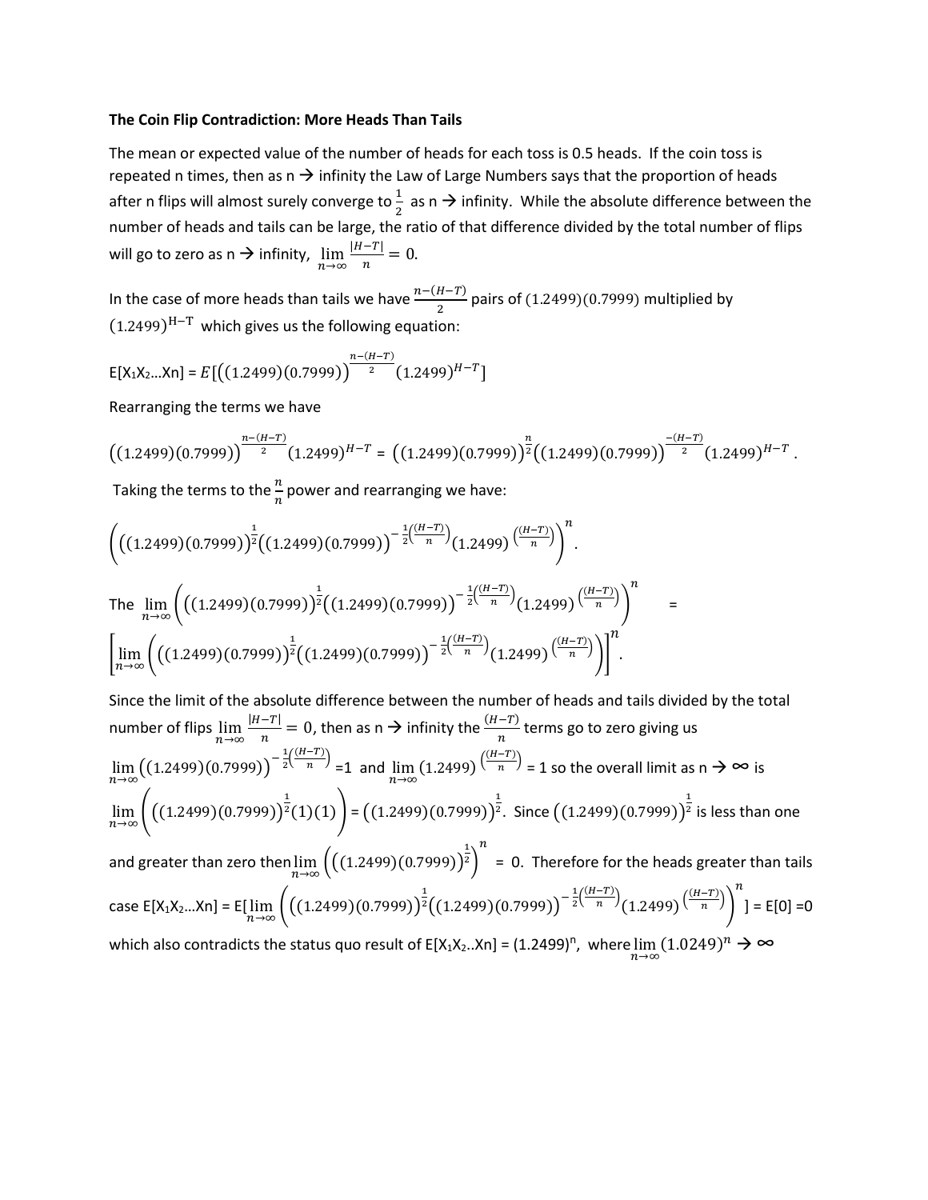**The Coin Flip Contradiction: More Heads Than Tails**

The mean or expected value of the number of heads for each toss is 0.5 heads. If the coin toss is repeated n times, then as n → infinity the Law of Large Numbers says that the proportion of heads after n flips will almost surely converge to $\frac{1}{2}$ as n → infinity. While the absolute difference between the number of heads and tails can be large, the ratio of that difference divided by the total number of flips will go to zero as n → infinity, $\lim_{n\to\infty} \frac{|H-T|}{n} = 0$.

In the case of more heads than tails we have $\frac{n-(H-T)}{2}$ pairs of $(1.2499)(0.7999)$ multiplied by $(1.2499)^{\mathrm{H-T}}$ which gives us the following equation:

$$E[X_1X_2 \ldots X_n] = E\left[\left((1.2499)(0.7999)\right)^{\frac{n-(H-T)}{2}}(1.2499)^{H-T}\right]$$

Rearranging the terms we have

$$\left((1.2499)(0.7999)\right)^{\frac{n-(H-T)}{2}}(1.2499)^{H-T} = \left((1.2499)(0.7999)\right)^{\frac{n}{2}}\left((1.2499)(0.7999)\right)^{\frac{-(H-T)}{2}}(1.2499)^{H-T}.$$

Taking the terms to the $\frac{n}{n}$ power and rearranging we have:

$$\left(\left((1.2499)(0.7999)\right)^{\frac{1}{2}}\left((1.2499)(0.7999)\right)^{-\frac{1}{2}\left(\frac{(H-T)}{n}\right)}(1.2499)^{\left(\frac{(H-T)}{n}\right)}\right)^{n}.$$

The $\lim_{n\to\infty}\left(\left((1.2499)(0.7999)\right)^{\frac{1}{2}}\left((1.2499)(0.7999)\right)^{-\frac{1}{2}\left(\frac{(H-T)}{n}\right)}(1.2499)^{\left(\frac{(H-T)}{n}\right)}\right)^{n}$ =

$$\left[\lim_{n\to\infty}\left(\left((1.2499)(0.7999)\right)^{\frac{1}{2}}\left((1.2499)(0.7999)\right)^{-\frac{1}{2}\left(\frac{(H-T)}{n}\right)}(1.2499)^{\left(\frac{(H-T)}{n}\right)}\right)\right]^{n}.$$

Since the limit of the absolute difference between the number of heads and tails divided by the total number of flips $\lim_{n\to\infty}\frac{|H-T|}{n} = 0$, then as n → infinity the $\frac{(H-T)}{n}$ terms go to zero giving us $\lim_{n\to\infty}\left((1.2499)(0.7999)\right)^{-\frac{1}{2}\left(\frac{(H-T)}{n}\right)}$ =1 and $\lim_{n\to\infty}(1.2499)^{\left(\frac{(H-T)}{n}\right)}$ = 1 so the overall limit as n → ∞ is $\lim_{n\to\infty}\left(\left((1.2499)(0.7999)\right)^{\frac{1}{2}}(1)(1)\right) = \left((1.2499)(0.7999)\right)^{\frac{1}{2}}$. Since $\left((1.2499)(0.7999)\right)^{\frac{1}{2}}$ is less than one and greater than zero then $\lim_{n\to\infty}\left(\left((1.2499)(0.7999)\right)^{\frac{1}{2}}\right)^{n}$ = 0. Therefore for the heads greater than tails case $E[X_1X_2 \ldots X_n] = E\left[\lim_{n\to\infty}\left(\left((1.2499)(0.7999)\right)^{\frac{1}{2}}\left((1.2499)(0.7999)\right)^{-\frac{1}{2}\left(\frac{(H-T)}{n}\right)}(1.2499)^{\left(\frac{(H-T)}{n}\right)}\right)^{n}\right] = E[0] = 0$ which also contradicts the status quo result of $E[X_1X_2 \ldots X_n] = (1.2499)^n$, where $\lim_{n\to\infty}(1.0249)^n \to \infty$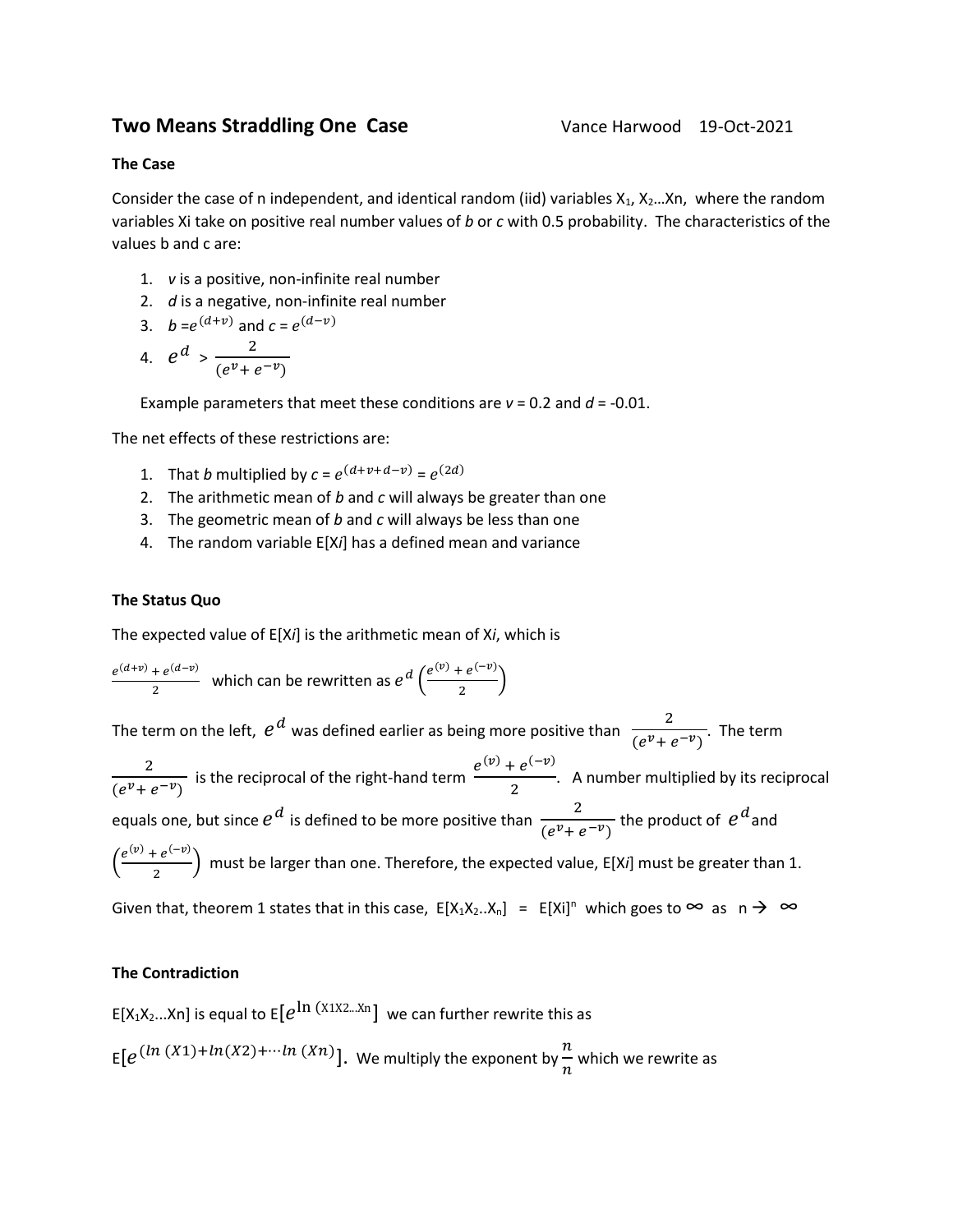## Two Means Straddling One Case

Vance Harwood 19-Oct-2021

### The Case

Consider the case of n independent, and identical random (iid) variables $X_1$, $X_2$…Xn, where the random variables Xi take on positive real number values of *b* or *c* with 0.5 probability. The characteristics of the values b and c are:

1. *v* is a positive, non-infinite real number
2. *d* is a negative, non-infinite real number
3. $b = e^{(d+v)}$ and $c = e^{(d-v)}$
4. $e^{d} > \frac{2}{(e^{v} + e^{-v})}$

Example parameters that meet these conditions are *v* = 0.2 and *d* = -0.01.

The net effects of these restrictions are:

1. That *b* multiplied by $c = e^{(d+v+d-v)} = e^{(2d)}$
2. The arithmetic mean of *b* and *c* will always be greater than one
3. The geometric mean of *b* and *c* will always be less than one
4. The random variable E[X*i*] has a defined mean and variance

### The Status Quo

The expected value of E[X*i*] is the arithmetic mean of X*i*, which is

$\frac{e^{(d+v)} + e^{(d-v)}}{2}$ which can be rewritten as $e^{d}\left(\frac{e^{(v)} + e^{(-v)}}{2}\right)$

The term on the left, $e^{d}$ was defined earlier as being more positive than $\frac{2}{(e^{v} + e^{-v})}$. The term $\frac{2}{(e^{v} + e^{-v})}$ is the reciprocal of the right-hand term $\frac{e^{(v)} + e^{(-v)}}{2}$. A number multiplied by its reciprocal equals one, but since $e^{d}$ is defined to be more positive than $\frac{2}{(e^{v} + e^{-v})}$ the product of $e^{d}$ and $\left(\frac{e^{(v)} + e^{(-v)}}{2}\right)$ must be larger than one. Therefore, the expected value, E[X*i*] must be greater than 1.

Given that, theorem 1 states that in this case, $E[X_1X_2..X_n] = E[X_i]^n$ which goes to $\infty$ as $n \rightarrow \infty$

### The Contradiction

$E[X_1X_2...X_n]$ is equal to $E[e^{\ln(X_1X_2...X_n)}]$ we can further rewrite this as

$E[e^{(\ln(X1) + \ln(X2) + \cdots \ln(Xn))}]$. We multiply the exponent by $\frac{n}{n}$ which we rewrite as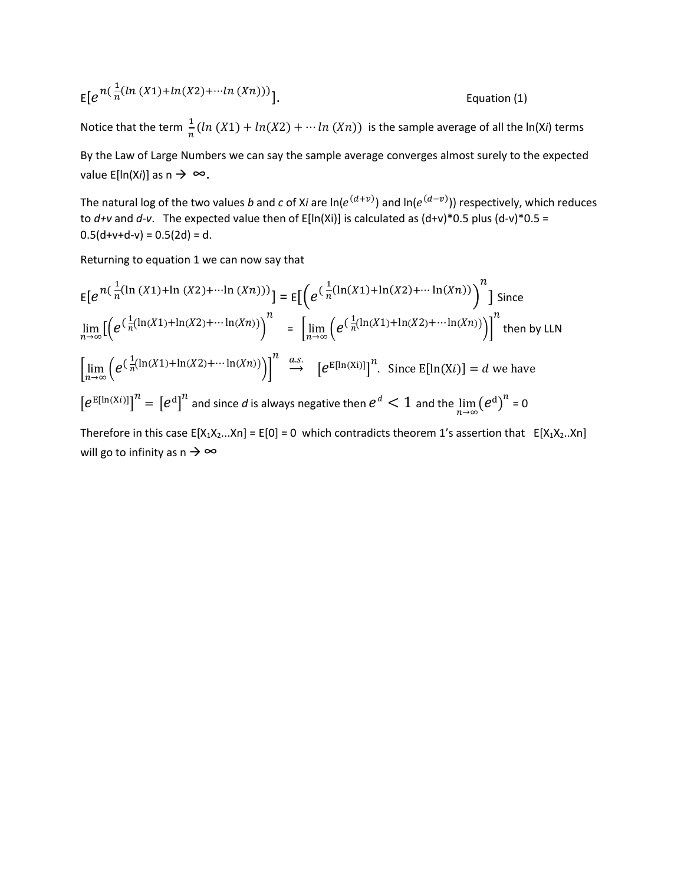$$E[e^{n(\frac{1}{n}(ln\ (X1)+ln(X2)+\cdots ln\ (Xn)))}]. \qquad \text{Equation (1)}$$

Notice that the term $\frac{1}{n}(ln\ (X1) + ln(X2) + \cdots ln\ (Xn))$ is the sample average of all the ln($Xi$) terms

By the Law of Large Numbers we can say the sample average converges almost surely to the expected value E[ln($Xi$)] as n → ∞.

The natural log of the two values *b* and *c* of X*i* are ln($e^{(d+v)}$) and ln($e^{(d-v)}$)) respectively, which reduces to *d+v* and *d-v*. The expected value then of E[ln(Xi)] is calculated as (d+v)*0.5 plus (d-v)*0.5 = 0.5(d+v+d-v) = 0.5(2d) = d.

Returning to equation 1 we can now say that

$E[e^{n(\frac{1}{n}(\ln\ (X1)+\ln\ (X2)+\cdots\ln\ (Xn)))}] = E[\left(e^{(\frac{1}{n}(\ln(X1)+\ln(X2)+\cdots\ \ln(Xn))}\right)^n]$ Since $\lim_{n\to\infty}[\left(e^{(\frac{1}{n}(\ln(X1)+\ln(X2)+\cdots\ \ln(Xn))}\right)^n = \left[\lim_{n\to\infty}\left(e^{(\frac{1}{n}(\ln(X1)+\ln(X2)+\cdots\ln(Xn))}\right)\right]^n$ then by LLN

$\left[\lim_{n\to\infty}\left(e^{(\frac{1}{n}(\ln(X1)+\ln(X2)+\cdots\ \ln(Xn))}\right)\right]^n \overset{a.s.}{\to} \left[e^{\mathrm{E}[\ln(\mathrm{Xi})]}\right]^n$. Since $\mathrm{E}[\ln(\mathrm{X}i)] = d$ we have

$\left[e^{\mathrm{E}[\ln(\mathrm{X}i)]}\right]^n = \left[e^{\mathrm{d}}\right]^n$ and since *d* is always negative then $e^d < 1$ and the $\lim_{n\to\infty}(e^{\mathrm{d}})^n = 0$

Therefore in this case $E[X_1X_2...Xn] = E[0] = 0$ which contradicts theorem 1's assertion that $E[X_1X_2..Xn]$ will go to infinity as n → ∞